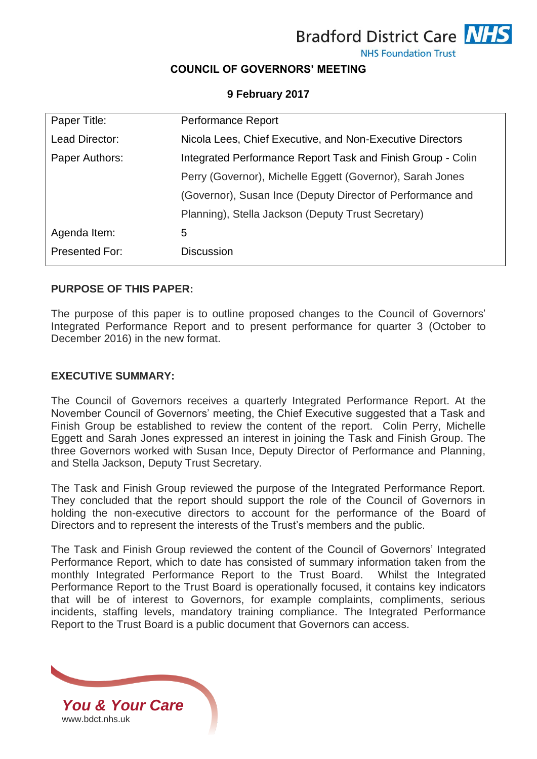Bradford District Care NHS Foundation Trust

**COUNCIL OF GOVERNORS' MEETING**

**9 February 2017**

| | |
|---|---|
| Paper Title: | Performance Report |
| Lead Director: | Nicola Lees, Chief Executive, and Non-Executive Directors |
| Paper Authors: | Integrated Performance Report Task and Finish Group - Colin Perry (Governor), Michelle Eggett (Governor), Sarah Jones (Governor), Susan Ince (Deputy Director of Performance and Planning), Stella Jackson (Deputy Trust Secretary) |
| Agenda Item: | 5 |
| Presented For: | Discussion |

**PURPOSE OF THIS PAPER:**

The purpose of this paper is to outline proposed changes to the Council of Governors' Integrated Performance Report and to present performance for quarter 3 (October to December 2016) in the new format.

**EXECUTIVE SUMMARY:**

The Council of Governors receives a quarterly Integrated Performance Report. At the November Council of Governors' meeting, the Chief Executive suggested that a Task and Finish Group be established to review the content of the report. Colin Perry, Michelle Eggett and Sarah Jones expressed an interest in joining the Task and Finish Group. The three Governors worked with Susan Ince, Deputy Director of Performance and Planning, and Stella Jackson, Deputy Trust Secretary.

The Task and Finish Group reviewed the purpose of the Integrated Performance Report. They concluded that the report should support the role of the Council of Governors in holding the non-executive directors to account for the performance of the Board of Directors and to represent the interests of the Trust's members and the public.

The Task and Finish Group reviewed the content of the Council of Governors' Integrated Performance Report, which to date has consisted of summary information taken from the monthly Integrated Performance Report to the Trust Board. Whilst the Integrated Performance Report to the Trust Board is operationally focused, it contains key indicators that will be of interest to Governors, for example complaints, compliments, serious incidents, staffing levels, mandatory training compliance. The Integrated Performance Report to the Trust Board is a public document that Governors can access.

*You & Your Care*
www.bdct.nhs.uk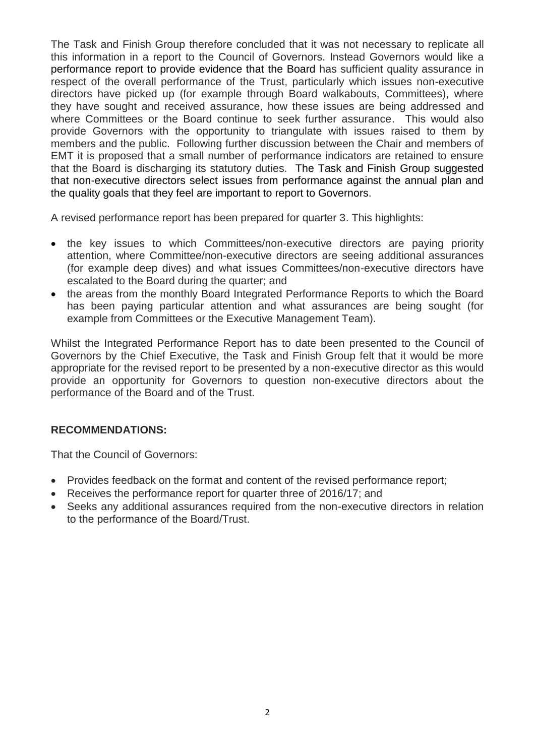The Task and Finish Group therefore concluded that it was not necessary to replicate all this information in a report to the Council of Governors. Instead Governors would like a performance report to provide evidence that the Board has sufficient quality assurance in respect of the overall performance of the Trust, particularly which issues non-executive directors have picked up (for example through Board walkabouts, Committees), where they have sought and received assurance, how these issues are being addressed and where Committees or the Board continue to seek further assurance. This would also provide Governors with the opportunity to triangulate with issues raised to them by members and the public. Following further discussion between the Chair and members of EMT it is proposed that a small number of performance indicators are retained to ensure that the Board is discharging its statutory duties. The Task and Finish Group suggested that non-executive directors select issues from performance against the annual plan and the quality goals that they feel are important to report to Governors.

A revised performance report has been prepared for quarter 3. This highlights:

- the key issues to which Committees/non-executive directors are paying priority attention, where Committee/non-executive directors are seeing additional assurances (for example deep dives) and what issues Committees/non-executive directors have escalated to the Board during the quarter; and
- the areas from the monthly Board Integrated Performance Reports to which the Board has been paying particular attention and what assurances are being sought (for example from Committees or the Executive Management Team).

Whilst the Integrated Performance Report has to date been presented to the Council of Governors by the Chief Executive, the Task and Finish Group felt that it would be more appropriate for the revised report to be presented by a non-executive director as this would provide an opportunity for Governors to question non-executive directors about the performance of the Board and of the Trust.

## RECOMMENDATIONS:

That the Council of Governors:

- Provides feedback on the format and content of the revised performance report;
- Receives the performance report for quarter three of 2016/17; and
- Seeks any additional assurances required from the non-executive directors in relation to the performance of the Board/Trust.